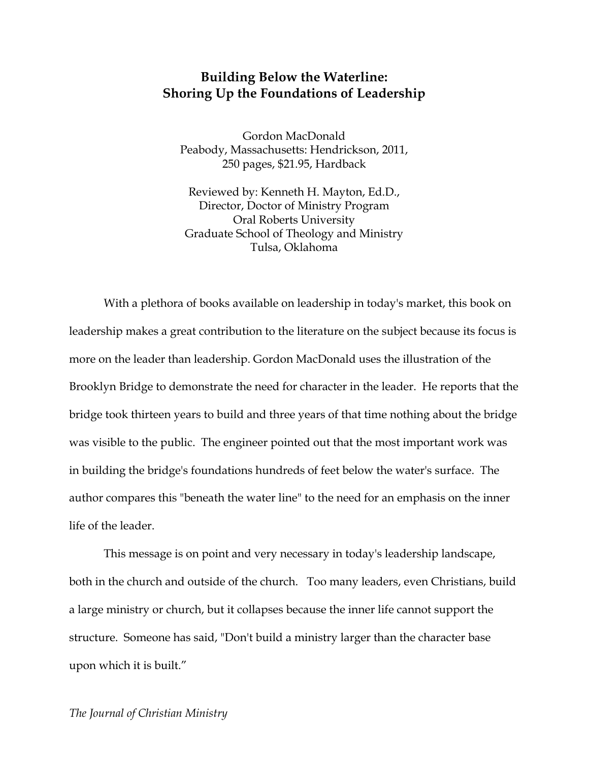# Building Below the Waterline: Shoring Up the Foundations of Leadership

Gordon MacDonald
Peabody, Massachusetts: Hendrickson, 2011,
250 pages, $21.95, Hardback

Reviewed by: Kenneth H. Mayton, Ed.D.,
Director, Doctor of Ministry Program
Oral Roberts University
Graduate School of Theology and Ministry
Tulsa, Oklahoma

With a plethora of books available on leadership in today's market, this book on leadership makes a great contribution to the literature on the subject because its focus is more on the leader than leadership. Gordon MacDonald uses the illustration of the Brooklyn Bridge to demonstrate the need for character in the leader. He reports that the bridge took thirteen years to build and three years of that time nothing about the bridge was visible to the public. The engineer pointed out that the most important work was in building the bridge's foundations hundreds of feet below the water's surface. The author compares this "beneath the water line" to the need for an emphasis on the inner life of the leader.

This message is on point and very necessary in today's leadership landscape, both in the church and outside of the church. Too many leaders, even Christians, build a large ministry or church, but it collapses because the inner life cannot support the structure. Someone has said, "Don't build a ministry larger than the character base upon which it is built."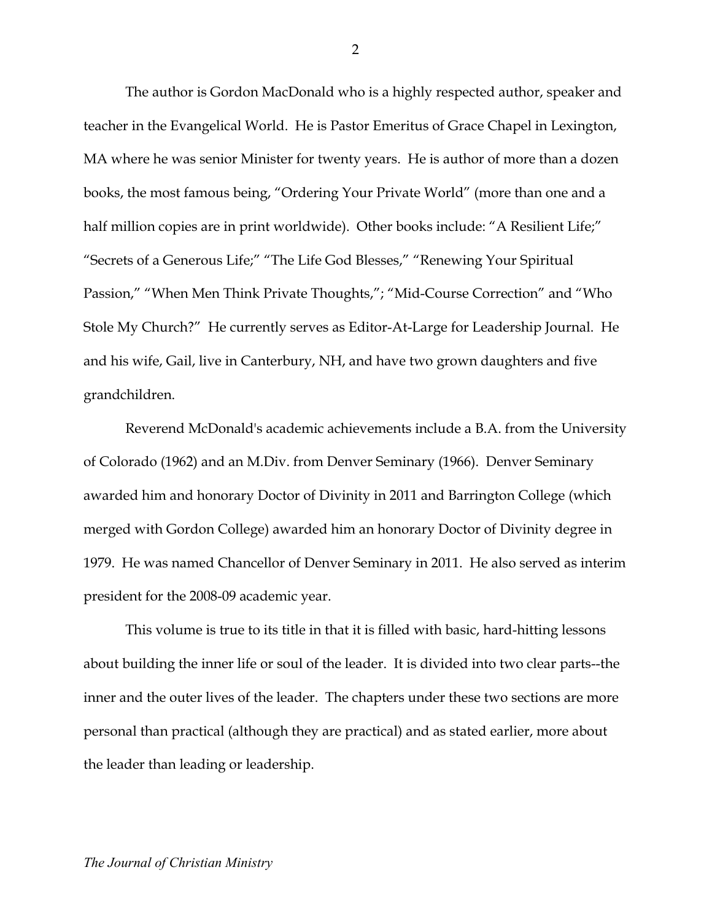The author is Gordon MacDonald who is a highly respected author, speaker and teacher in the Evangelical World. He is Pastor Emeritus of Grace Chapel in Lexington, MA where he was senior Minister for twenty years. He is author of more than a dozen books, the most famous being, "Ordering Your Private World" (more than one and a half million copies are in print worldwide). Other books include: "A Resilient Life;" "Secrets of a Generous Life;" "The Life God Blesses," "Renewing Your Spiritual Passion," "When Men Think Private Thoughts,"; "Mid-Course Correction" and "Who Stole My Church?" He currently serves as Editor-At-Large for Leadership Journal. He and his wife, Gail, live in Canterbury, NH, and have two grown daughters and five grandchildren.

Reverend McDonald's academic achievements include a B.A. from the University of Colorado (1962) and an M.Div. from Denver Seminary (1966). Denver Seminary awarded him and honorary Doctor of Divinity in 2011 and Barrington College (which merged with Gordon College) awarded him an honorary Doctor of Divinity degree in 1979. He was named Chancellor of Denver Seminary in 2011. He also served as interim president for the 2008-09 academic year.

This volume is true to its title in that it is filled with basic, hard-hitting lessons about building the inner life or soul of the leader. It is divided into two clear parts--the inner and the outer lives of the leader. The chapters under these two sections are more personal than practical (although they are practical) and as stated earlier, more about the leader than leading or leadership.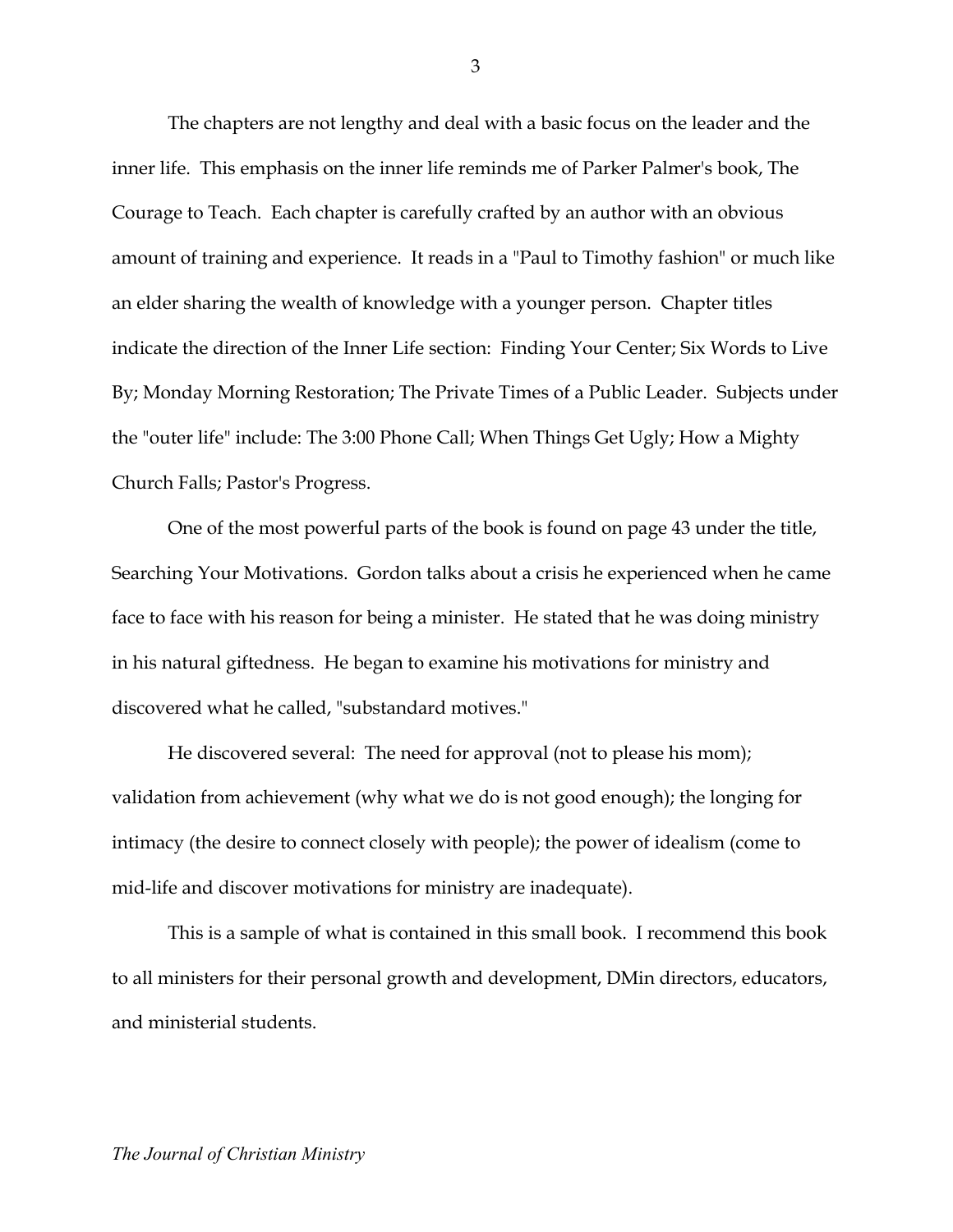The chapters are not lengthy and deal with a basic focus on the leader and the inner life. This emphasis on the inner life reminds me of Parker Palmer's book, The Courage to Teach. Each chapter is carefully crafted by an author with an obvious amount of training and experience. It reads in a "Paul to Timothy fashion" or much like an elder sharing the wealth of knowledge with a younger person. Chapter titles indicate the direction of the Inner Life section: Finding Your Center; Six Words to Live By; Monday Morning Restoration; The Private Times of a Public Leader. Subjects under the "outer life" include: The 3:00 Phone Call; When Things Get Ugly; How a Mighty Church Falls; Pastor's Progress.

One of the most powerful parts of the book is found on page 43 under the title, Searching Your Motivations. Gordon talks about a crisis he experienced when he came face to face with his reason for being a minister. He stated that he was doing ministry in his natural giftedness. He began to examine his motivations for ministry and discovered what he called, "substandard motives."

He discovered several: The need for approval (not to please his mom); validation from achievement (why what we do is not good enough); the longing for intimacy (the desire to connect closely with people); the power of idealism (come to mid-life and discover motivations for ministry are inadequate).

This is a sample of what is contained in this small book. I recommend this book to all ministers for their personal growth and development, DMin directors, educators, and ministerial students.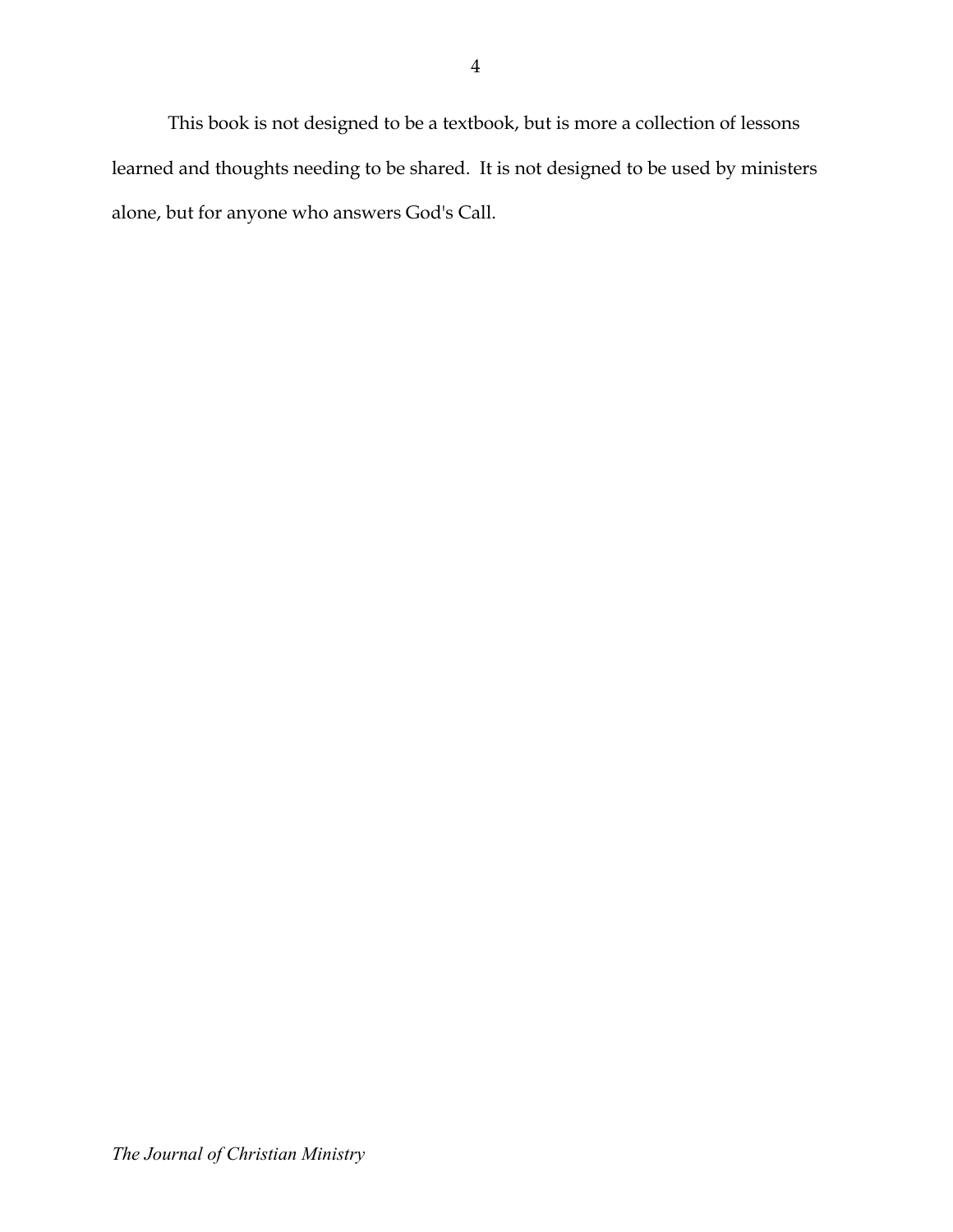This book is not designed to be a textbook, but is more a collection of lessons learned and thoughts needing to be shared. It is not designed to be used by ministers alone, but for anyone who answers God's Call.